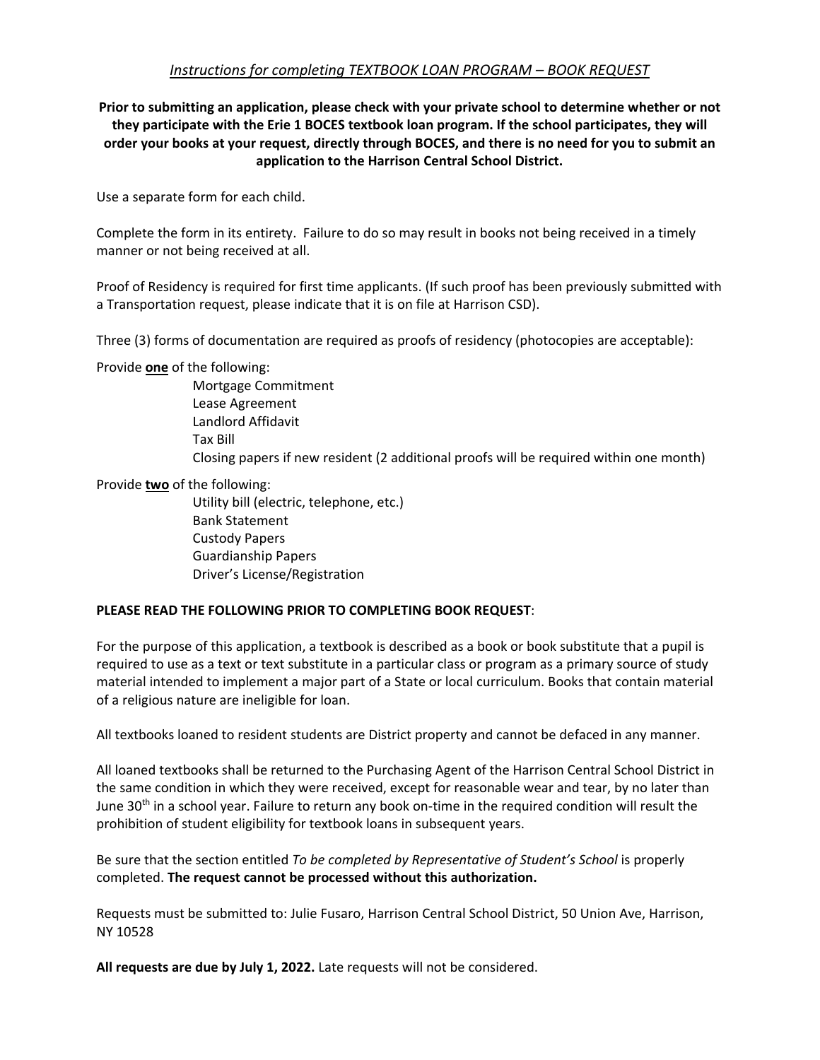## *Instructions for completing TEXTBOOK LOAN PROGRAM – BOOK REQUEST*

**Prior to submitting an application, please check with your private school to determine whether or not they participate with the Erie 1 BOCES textbook loan program. If the school participates, they will order your books at your request, directly through BOCES, and there is no need for you to submit an application to the Harrison Central School District.**

Use a separate form for each child.

Complete the form in its entirety. Failure to do so may result in books not being received in a timely manner or not being received at all.

Proof of Residency is required for first time applicants. (If such proof has been previously submitted with a Transportation request, please indicate that it is on file at Harrison CSD).

Three (3) forms of documentation are required as proofs of residency (photocopies are acceptable):

Provide **one** of the following:

- Mortgage Commitment
- Lease Agreement
- Landlord Affidavit
- Tax Bill
- Closing papers if new resident (2 additional proofs will be required within one month)

Provide **two** of the following:

- Utility bill (electric, telephone, etc.)
- Bank Statement
- Custody Papers
- Guardianship Papers
- Driver's License/Registration

**PLEASE READ THE FOLLOWING PRIOR TO COMPLETING BOOK REQUEST**:

For the purpose of this application, a textbook is described as a book or book substitute that a pupil is required to use as a text or text substitute in a particular class or program as a primary source of study material intended to implement a major part of a State or local curriculum. Books that contain material of a religious nature are ineligible for loan.

All textbooks loaned to resident students are District property and cannot be defaced in any manner.

All loaned textbooks shall be returned to the Purchasing Agent of the Harrison Central School District in the same condition in which they were received, except for reasonable wear and tear, by no later than June 30th in a school year. Failure to return any book on-time in the required condition will result the prohibition of student eligibility for textbook loans in subsequent years.

Be sure that the section entitled *To be completed by Representative of Student's School* is properly completed. **The request cannot be processed without this authorization.**

Requests must be submitted to: Julie Fusaro, Harrison Central School District, 50 Union Ave, Harrison, NY 10528

**All requests are due by July 1, 2022.** Late requests will not be considered.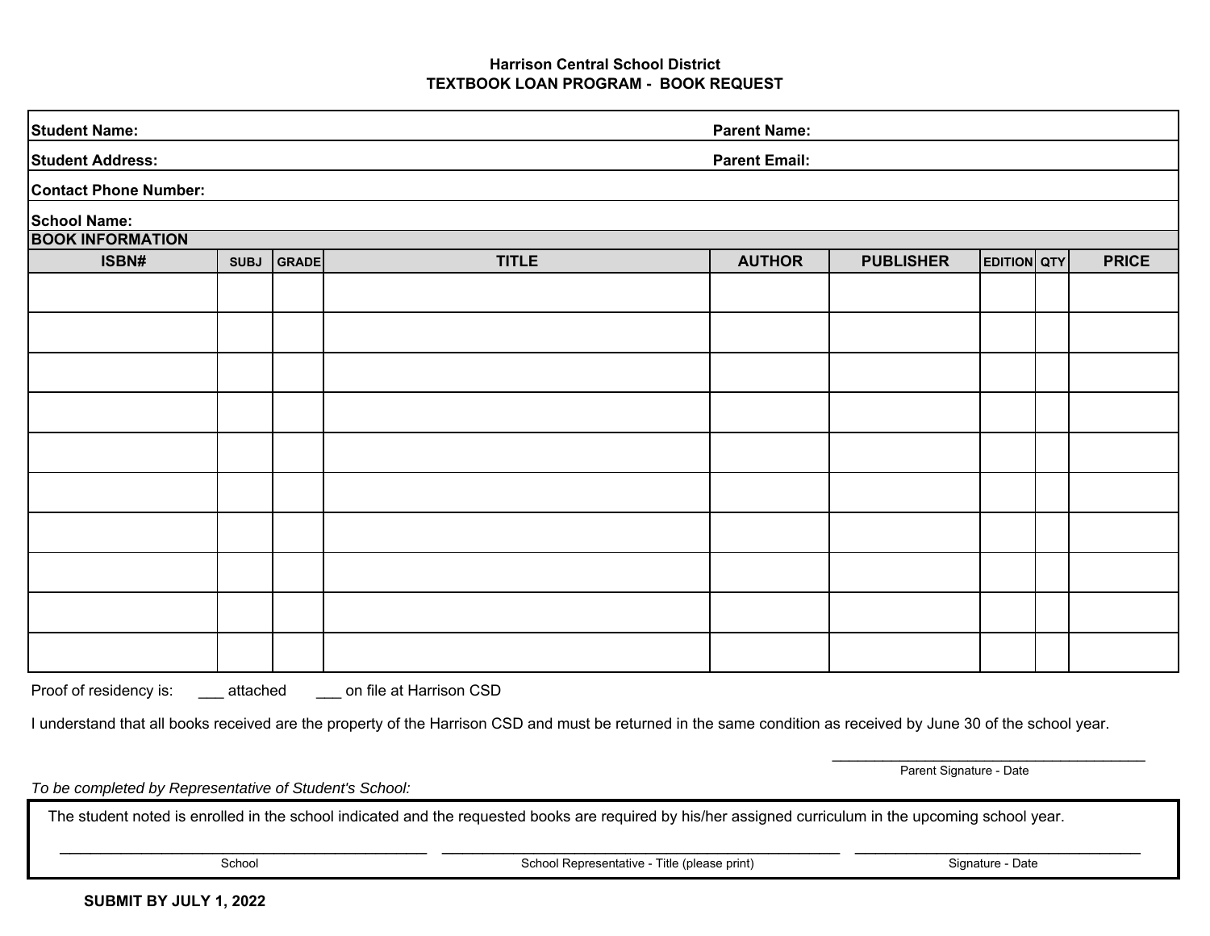**Harrison Central School District**
**TEXTBOOK LOAN PROGRAM - BOOK REQUEST**

**Student Name:** **Parent Name:**

**Student Address:** **Parent Email:**

**Contact Phone Number:**

**School Name:**

**BOOK INFORMATION**

| ISBN# | SUBJ | GRADE | TITLE | AUTHOR | PUBLISHER | EDITION | QTY | PRICE |
|---|---|---|---|---|---|---|---|---|
| | | | | | | | | |
| | | | | | | | | |
| | | | | | | | | |
| | | | | | | | | |
| | | | | | | | | |
| | | | | | | | | |
| | | | | | | | | |
| | | | | | | | | |
| | | | | | | | | |
| | | | | | | | | |

Proof of residency is: ___ attached ___ on file at Harrison CSD

I understand that all books received are the property of the Harrison CSD and must be returned in the same condition as received by June 30 of the school year.

_________________________________________
Parent Signature - Date

*To be completed by Representative of Student's School:*

The student noted is enrolled in the school indicated and the requested books are required by his/her assigned curriculum in the upcoming school year.

_________________________________ School

_________________________________ School Representative - Title (please print)

_________________________________ Signature - Date

**SUBMIT BY JULY 1, 2022**